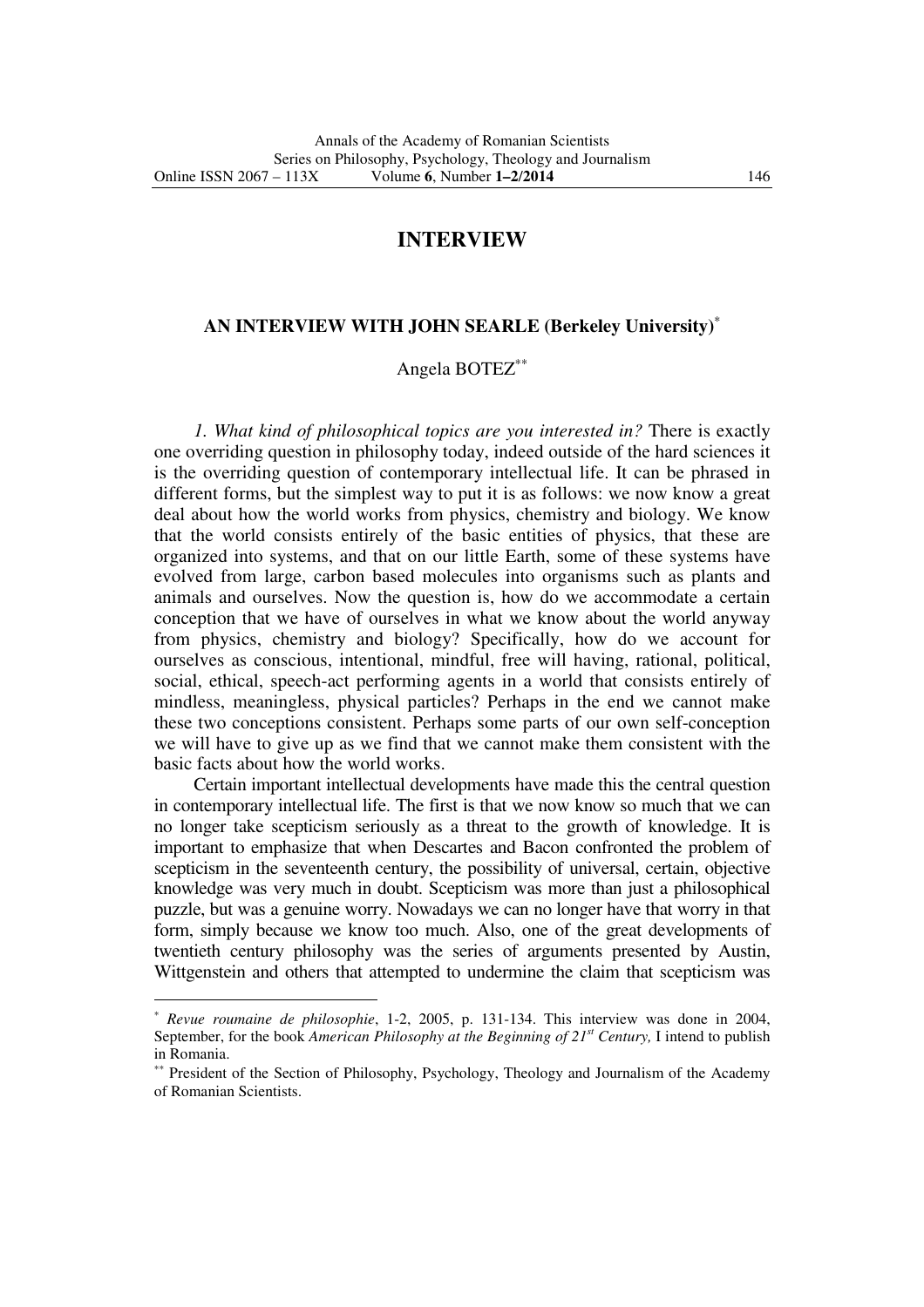# INTERVIEW

## AN INTERVIEW WITH JOHN SEARLE (Berkeley University)[*]

Angela BOTEZ[**]

*1. What kind of philosophical topics are you interested in?* There is exactly one overriding question in philosophy today, indeed outside of the hard sciences it is the overriding question of contemporary intellectual life. It can be phrased in different forms, but the simplest way to put it is as follows: we now know a great deal about how the world works from physics, chemistry and biology. We know that the world consists entirely of the basic entities of physics, that these are organized into systems, and that on our little Earth, some of these systems have evolved from large, carbon based molecules into organisms such as plants and animals and ourselves. Now the question is, how do we accommodate a certain conception that we have of ourselves in what we know about the world anyway from physics, chemistry and biology? Specifically, how do we account for ourselves as conscious, intentional, mindful, free will having, rational, political, social, ethical, speech-act performing agents in a world that consists entirely of mindless, meaningless, physical particles? Perhaps in the end we cannot make these two conceptions consistent. Perhaps some parts of our own self-conception we will have to give up as we find that we cannot make them consistent with the basic facts about how the world works.

Certain important intellectual developments have made this the central question in contemporary intellectual life. The first is that we now know so much that we can no longer take scepticism seriously as a threat to the growth of knowledge. It is important to emphasize that when Descartes and Bacon confronted the problem of scepticism in the seventeenth century, the possibility of universal, certain, objective knowledge was very much in doubt. Scepticism was more than just a philosophical puzzle, but was a genuine worry. Nowadays we can no longer have that worry in that form, simply because we know too much. Also, one of the great developments of twentieth century philosophy was the series of arguments presented by Austin, Wittgenstein and others that attempted to undermine the claim that scepticism was

---

[*] *Revue roumaine de philosophie*, 1-2, 2005, p. 131-134. This interview was done in 2004, September, for the book *American Philosophy at the Beginning of 21st Century,* I intend to publish in Romania.

[**] President of the Section of Philosophy, Psychology, Theology and Journalism of the Academy of Romanian Scientists.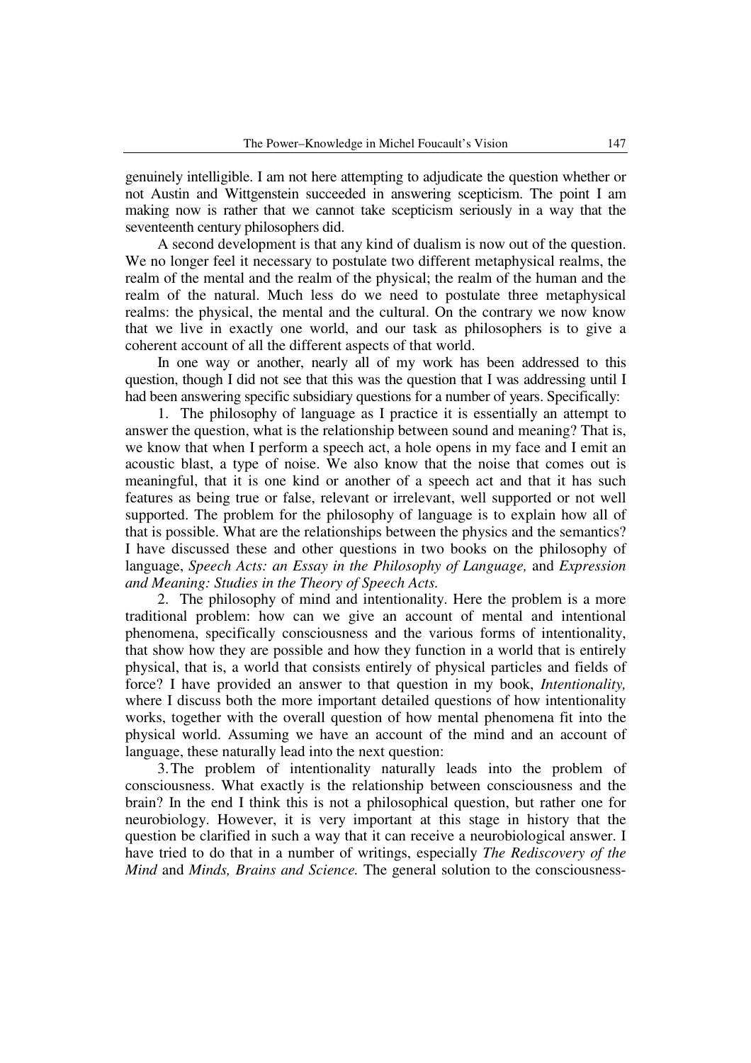genuinely intelligible. I am not here attempting to adjudicate the question whether or not Austin and Wittgenstein succeeded in answering scepticism. The point I am making now is rather that we cannot take scepticism seriously in a way that the seventeenth century philosophers did.

A second development is that any kind of dualism is now out of the question. We no longer feel it necessary to postulate two different metaphysical realms, the realm of the mental and the realm of the physical; the realm of the human and the realm of the natural. Much less do we need to postulate three metaphysical realms: the physical, the mental and the cultural. On the contrary we now know that we live in exactly one world, and our task as philosophers is to give a coherent account of all the different aspects of that world.

In one way or another, nearly all of my work has been addressed to this question, though I did not see that this was the question that I was addressing until I had been answering specific subsidiary questions for a number of years. Specifically:

1. The philosophy of language as I practice it is essentially an attempt to answer the question, what is the relationship between sound and meaning? That is, we know that when I perform a speech act, a hole opens in my face and I emit an acoustic blast, a type of noise. We also know that the noise that comes out is meaningful, that it is one kind or another of a speech act and that it has such features as being true or false, relevant or irrelevant, well supported or not well supported. The problem for the philosophy of language is to explain how all of that is possible. What are the relationships between the physics and the semantics? I have discussed these and other questions in two books on the philosophy of language, *Speech Acts: an Essay in the Philosophy of Language,* and *Expression and Meaning: Studies in the Theory of Speech Acts.*

2. The philosophy of mind and intentionality. Here the problem is a more traditional problem: how can we give an account of mental and intentional phenomena, specifically consciousness and the various forms of intentionality, that show how they are possible and how they function in a world that is entirely physical, that is, a world that consists entirely of physical particles and fields of force? I have provided an answer to that question in my book, *Intentionality,* where I discuss both the more important detailed questions of how intentionality works, together with the overall question of how mental phenomena fit into the physical world. Assuming we have an account of the mind and an account of language, these naturally lead into the next question:

3. The problem of intentionality naturally leads into the problem of consciousness. What exactly is the relationship between consciousness and the brain? In the end I think this is not a philosophical question, but rather one for neurobiology. However, it is very important at this stage in history that the question be clarified in such a way that it can receive a neurobiological answer. I have tried to do that in a number of writings, especially *The Rediscovery of the Mind* and *Minds, Brains and Science.* The general solution to the consciousness-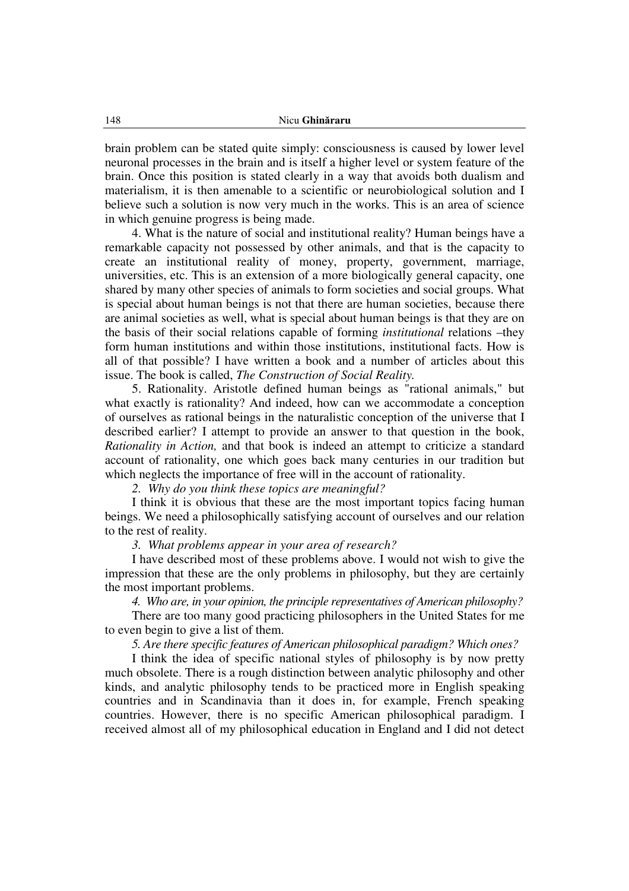brain problem can be stated quite simply: consciousness is caused by lower level neuronal processes in the brain and is itself a higher level or system feature of the brain. Once this position is stated clearly in a way that avoids both dualism and materialism, it is then amenable to a scientific or neurobiological solution and I believe such a solution is now very much in the works. This is an area of science in which genuine progress is being made.

4. What is the nature of social and institutional reality? Human beings have a remarkable capacity not possessed by other animals, and that is the capacity to create an institutional reality of money, property, government, marriage, universities, etc. This is an extension of a more biologically general capacity, one shared by many other species of animals to form societies and social groups. What is special about human beings is not that there are human societies, because there are animal societies as well, what is special about human beings is that they are on the basis of their social relations capable of forming *institutional* relations –they form human institutions and within those institutions, institutional facts. How is all of that possible? I have written a book and a number of articles about this issue. The book is called, *The Construction of Social Reality.*

5. Rationality. Aristotle defined human beings as "rational animals," but what exactly is rationality? And indeed, how can we accommodate a conception of ourselves as rational beings in the naturalistic conception of the universe that I described earlier? I attempt to provide an answer to that question in the book, *Rationality in Action,* and that book is indeed an attempt to criticize a standard account of rationality, one which goes back many centuries in our tradition but which neglects the importance of free will in the account of rationality.

*2. Why do you think these topics are meaningful?*

I think it is obvious that these are the most important topics facing human beings. We need a philosophically satisfying account of ourselves and our relation to the rest of reality.

*3. What problems appear in your area of research?*

I have described most of these problems above. I would not wish to give the impression that these are the only problems in philosophy, but they are certainly the most important problems.

*4. Who are, in your opinion, the principle representatives of American philosophy?*

There are too many good practicing philosophers in the United States for me to even begin to give a list of them.

*5. Are there specific features of American philosophical paradigm? Which ones?*

I think the idea of specific national styles of philosophy is by now pretty much obsolete. There is a rough distinction between analytic philosophy and other kinds, and analytic philosophy tends to be practiced more in English speaking countries and in Scandinavia than it does in, for example, French speaking countries. However, there is no specific American philosophical paradigm. I received almost all of my philosophical education in England and I did not detect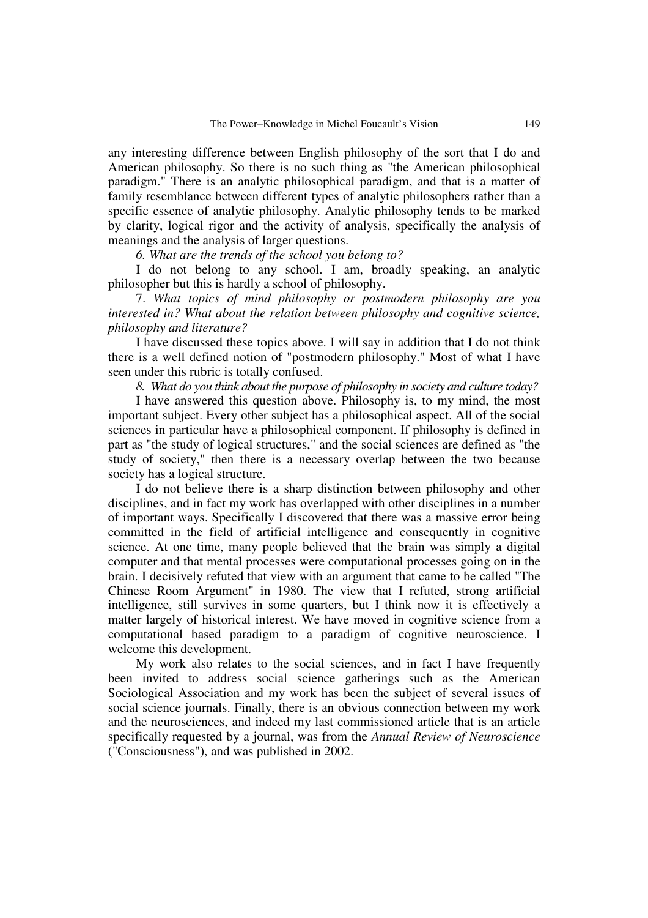any interesting difference between English philosophy of the sort that I do and American philosophy. So there is no such thing as "the American philosophical paradigm." There is an analytic philosophical paradigm, and that is a matter of family resemblance between different types of analytic philosophers rather than a specific essence of analytic philosophy. Analytic philosophy tends to be marked by clarity, logical rigor and the activity of analysis, specifically the analysis of meanings and the analysis of larger questions.

*6. What are the trends of the school you belong to?*

I do not belong to any school. I am, broadly speaking, an analytic philosopher but this is hardly a school of philosophy.

7. *What topics of mind philosophy or postmodern philosophy are you interested in? What about the relation between philosophy and cognitive science, philosophy and literature?*

I have discussed these topics above. I will say in addition that I do not think there is a well defined notion of "postmodern philosophy." Most of what I have seen under this rubric is totally confused.

*8. What do you think about the purpose of philosophy in society and culture today?*

I have answered this question above. Philosophy is, to my mind, the most important subject. Every other subject has a philosophical aspect. All of the social sciences in particular have a philosophical component. If philosophy is defined in part as "the study of logical structures," and the social sciences are defined as "the study of society," then there is a necessary overlap between the two because society has a logical structure.

I do not believe there is a sharp distinction between philosophy and other disciplines, and in fact my work has overlapped with other disciplines in a number of important ways. Specifically I discovered that there was a massive error being committed in the field of artificial intelligence and consequently in cognitive science. At one time, many people believed that the brain was simply a digital computer and that mental processes were computational processes going on in the brain. I decisively refuted that view with an argument that came to be called "The Chinese Room Argument" in 1980. The view that I refuted, strong artificial intelligence, still survives in some quarters, but I think now it is effectively a matter largely of historical interest. We have moved in cognitive science from a computational based paradigm to a paradigm of cognitive neuroscience. I welcome this development.

My work also relates to the social sciences, and in fact I have frequently been invited to address social science gatherings such as the American Sociological Association and my work has been the subject of several issues of social science journals. Finally, there is an obvious connection between my work and the neurosciences, and indeed my last commissioned article that is an article specifically requested by a journal, was from the *Annual Review of Neuroscience* ("Consciousness"), and was published in 2002.